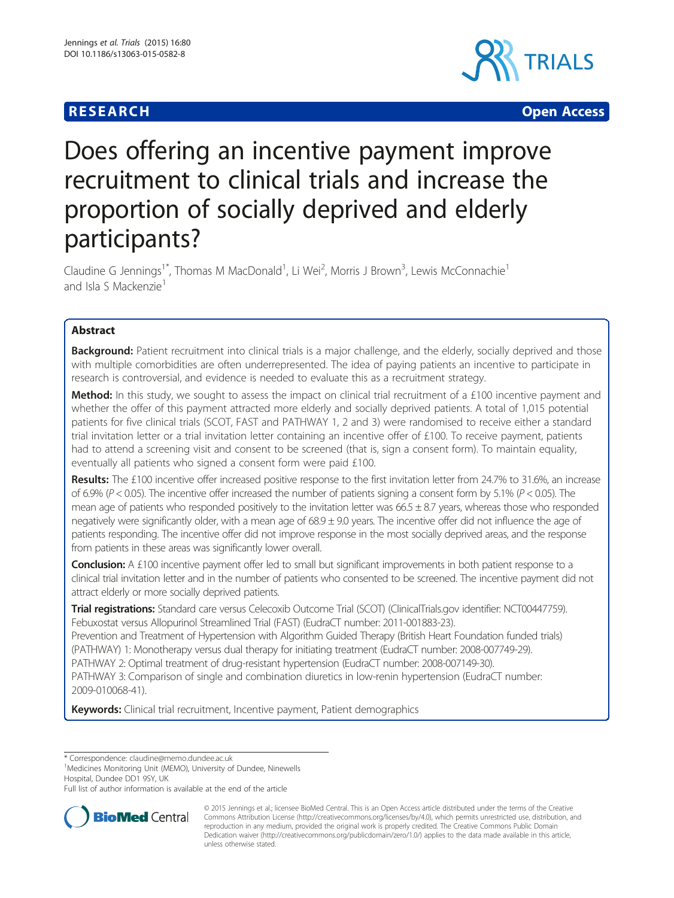**RESEARCH** **Open Access**

# Does offering an incentive payment improve recruitment to clinical trials and increase the proportion of socially deprived and elderly participants?

Claudine G Jennings[1*], Thomas M MacDonald[1], Li Wei[2], Morris J Brown[3], Lewis McConnachie[1] and Isla S Mackenzie[1]

## Abstract

**Background:** Patient recruitment into clinical trials is a major challenge, and the elderly, socially deprived and those with multiple comorbidities are often underrepresented. The idea of paying patients an incentive to participate in research is controversial, and evidence is needed to evaluate this as a recruitment strategy.

**Method:** In this study, we sought to assess the impact on clinical trial recruitment of a £100 incentive payment and whether the offer of this payment attracted more elderly and socially deprived patients. A total of 1,015 potential patients for five clinical trials (SCOT, FAST and PATHWAY 1, 2 and 3) were randomised to receive either a standard trial invitation letter or a trial invitation letter containing an incentive offer of £100. To receive payment, patients had to attend a screening visit and consent to be screened (that is, sign a consent form). To maintain equality, eventually all patients who signed a consent form were paid £100.

**Results:** The £100 incentive offer increased positive response to the first invitation letter from 24.7% to 31.6%, an increase of 6.9% ($P < 0.05$). The incentive offer increased the number of patients signing a consent form by 5.1% ($P < 0.05$). The mean age of patients who responded positively to the invitation letter was 66.5 ± 8.7 years, whereas those who responded negatively were significantly older, with a mean age of 68.9 ± 9.0 years. The incentive offer did not influence the age of patients responding. The incentive offer did not improve response in the most socially deprived areas, and the response from patients in these areas was significantly lower overall.

**Conclusion:** A £100 incentive payment offer led to small but significant improvements in both patient response to a clinical trial invitation letter and in the number of patients who consented to be screened. The incentive payment did not attract elderly or more socially deprived patients.

**Trial registrations:** Standard care versus Celecoxib Outcome Trial (SCOT) (ClinicalTrials.gov identifier: NCT00447759). Febuxostat versus Allopurinol Streamlined Trial (FAST) (EudraCT number: 2011-001883-23).
Prevention and Treatment of Hypertension with Algorithm Guided Therapy (British Heart Foundation funded trials) (PATHWAY) 1: Monotherapy versus dual therapy for initiating treatment (EudraCT number: 2008-007749-29).
PATHWAY 2: Optimal treatment of drug-resistant hypertension (EudraCT number: 2008-007149-30).
PATHWAY 3: Comparison of single and combination diuretics in low-renin hypertension (EudraCT number: 2009-010068-41).

**Keywords:** Clinical trial recruitment, Incentive payment, Patient demographics

---

* Correspondence: claudine@memo.dundee.ac.uk
[1]Medicines Monitoring Unit (MEMO), University of Dundee, Ninewells Hospital, Dundee DD1 9SY, UK
Full list of author information is available at the end of the article

© 2015 Jennings et al.; licensee BioMed Central. This is an Open Access article distributed under the terms of the Creative Commons Attribution License (http://creativecommons.org/licenses/by/4.0), which permits unrestricted use, distribution, and reproduction in any medium, provided the original work is properly credited. The Creative Commons Public Domain Dedication waiver (http://creativecommons.org/publicdomain/zero/1.0/) applies to the data made available in this article, unless otherwise stated.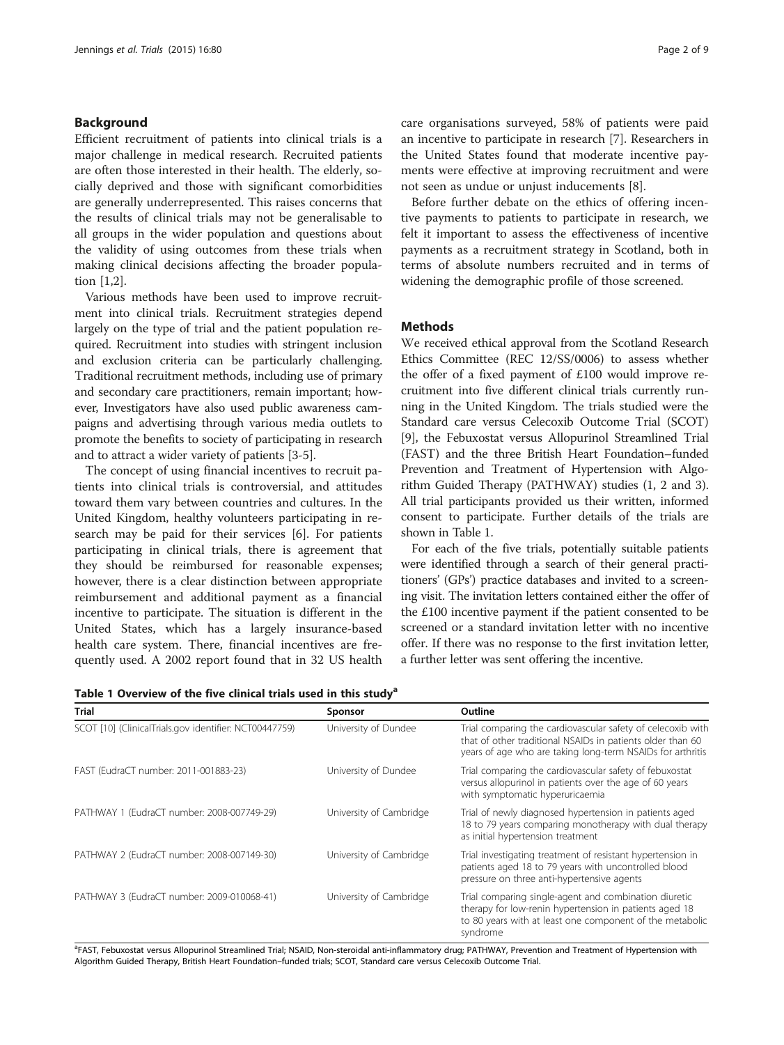## Background

Efficient recruitment of patients into clinical trials is a major challenge in medical research. Recruited patients are often those interested in their health. The elderly, socially deprived and those with significant comorbidities are generally underrepresented. This raises concerns that the results of clinical trials may not be generalisable to all groups in the wider population and questions about the validity of using outcomes from these trials when making clinical decisions affecting the broader population [1,2].

Various methods have been used to improve recruitment into clinical trials. Recruitment strategies depend largely on the type of trial and the patient population required. Recruitment into studies with stringent inclusion and exclusion criteria can be particularly challenging. Traditional recruitment methods, including use of primary and secondary care practitioners, remain important; however, Investigators have also used public awareness campaigns and advertising through various media outlets to promote the benefits to society of participating in research and to attract a wider variety of patients [3-5].

The concept of using financial incentives to recruit patients into clinical trials is controversial, and attitudes toward them vary between countries and cultures. In the United Kingdom, healthy volunteers participating in research may be paid for their services [6]. For patients participating in clinical trials, there is agreement that they should be reimbursed for reasonable expenses; however, there is a clear distinction between appropriate reimbursement and additional payment as a financial incentive to participate. The situation is different in the United States, which has a largely insurance-based health care system. There, financial incentives are frequently used. A 2002 report found that in 32 US health care organisations surveyed, 58% of patients were paid an incentive to participate in research [7]. Researchers in the United States found that moderate incentive payments were effective at improving recruitment and were not seen as undue or unjust inducements [8].

Before further debate on the ethics of offering incentive payments to patients to participate in research, we felt it important to assess the effectiveness of incentive payments as a recruitment strategy in Scotland, both in terms of absolute numbers recruited and in terms of widening the demographic profile of those screened.

## Methods

We received ethical approval from the Scotland Research Ethics Committee (REC 12/SS/0006) to assess whether the offer of a fixed payment of £100 would improve recruitment into five different clinical trials currently running in the United Kingdom. The trials studied were the Standard care versus Celecoxib Outcome Trial (SCOT) [9], the Febuxostat versus Allopurinol Streamlined Trial (FAST) and the three British Heart Foundation–funded Prevention and Treatment of Hypertension with Algorithm Guided Therapy (PATHWAY) studies (1, 2 and 3). All trial participants provided us their written, informed consent to participate. Further details of the trials are shown in Table 1.

For each of the five trials, potentially suitable patients were identified through a search of their general practitioners' (GPs') practice databases and invited to a screening visit. The invitation letters contained either the offer of the £100 incentive payment if the patient consented to be screened or a standard invitation letter with no incentive offer. If there was no response to the first invitation letter, a further letter was sent offering the incentive.

**Table 1 Overview of the five clinical trials used in this study[a]**

| Trial | Sponsor | Outline |
|---|---|---|
| SCOT [10] (ClinicalTrials.gov identifier: NCT00447759) | University of Dundee | Trial comparing the cardiovascular safety of celecoxib with that of other traditional NSAIDs in patients older than 60 years of age who are taking long-term NSAIDs for arthritis |
| FAST (EudraCT number: 2011-001883-23) | University of Dundee | Trial comparing the cardiovascular safety of febuxostat versus allopurinol in patients over the age of 60 years with symptomatic hyperuricaemia |
| PATHWAY 1 (EudraCT number: 2008-007749-29) | University of Cambridge | Trial of newly diagnosed hypertension in patients aged 18 to 79 years comparing monotherapy with dual therapy as initial hypertension treatment |
| PATHWAY 2 (EudraCT number: 2008-007149-30) | University of Cambridge | Trial investigating treatment of resistant hypertension in patients aged 18 to 79 years with uncontrolled blood pressure on three anti-hypertensive agents |
| PATHWAY 3 (EudraCT number: 2009-010068-41) | University of Cambridge | Trial comparing single-agent and combination diuretic therapy for low-renin hypertension in patients aged 18 to 80 years with at least one component of the metabolic syndrome |

[a]FAST, Febuxostat versus Allopurinol Streamlined Trial; NSAID, Non-steroidal anti-inflammatory drug; PATHWAY, Prevention and Treatment of Hypertension with Algorithm Guided Therapy, British Heart Foundation–funded trials; SCOT, Standard care versus Celecoxib Outcome Trial.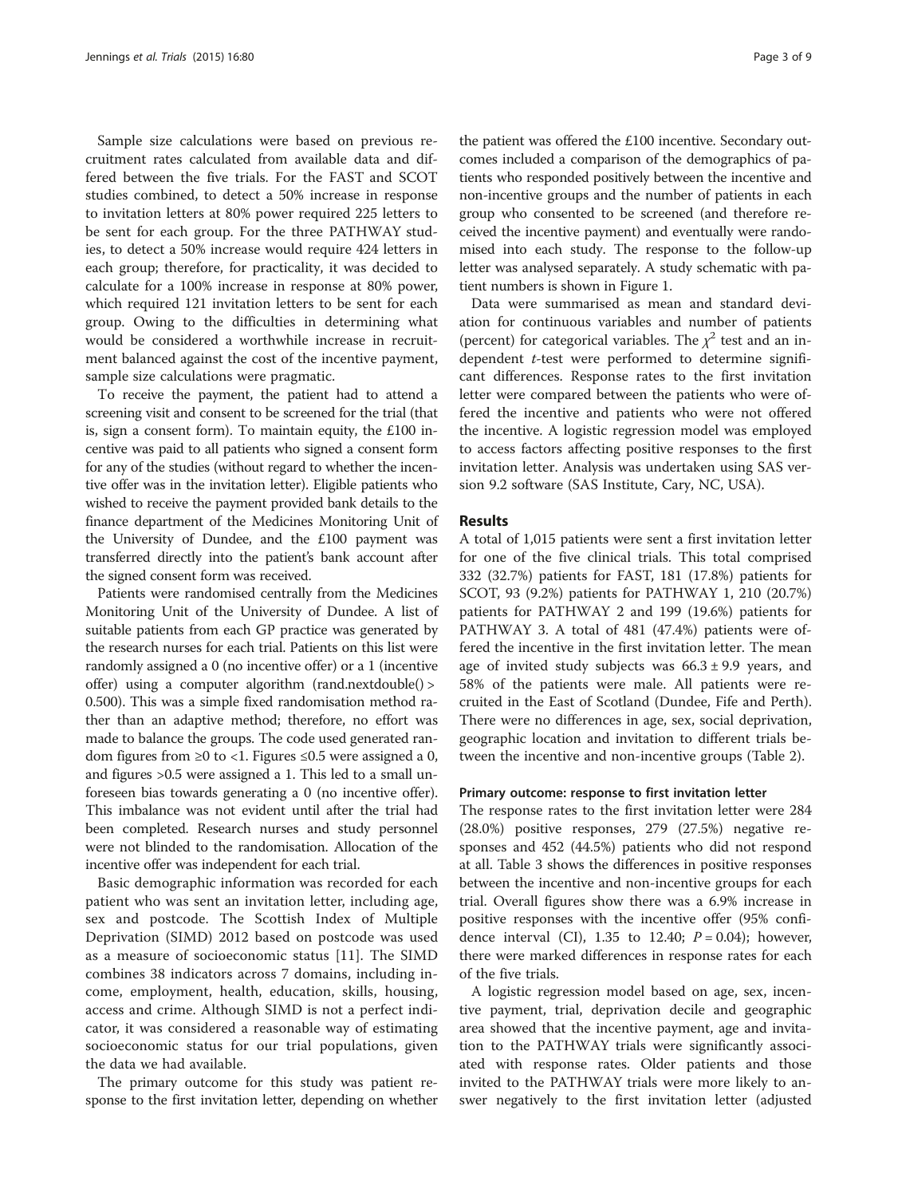Sample size calculations were based on previous recruitment rates calculated from available data and differed between the five trials. For the FAST and SCOT studies combined, to detect a 50% increase in response to invitation letters at 80% power required 225 letters to be sent for each group. For the three PATHWAY studies, to detect a 50% increase would require 424 letters in each group; therefore, for practicality, it was decided to calculate for a 100% increase in response at 80% power, which required 121 invitation letters to be sent for each group. Owing to the difficulties in determining what would be considered a worthwhile increase in recruitment balanced against the cost of the incentive payment, sample size calculations were pragmatic.

To receive the payment, the patient had to attend a screening visit and consent to be screened for the trial (that is, sign a consent form). To maintain equity, the £100 incentive was paid to all patients who signed a consent form for any of the studies (without regard to whether the incentive offer was in the invitation letter). Eligible patients who wished to receive the payment provided bank details to the finance department of the Medicines Monitoring Unit of the University of Dundee, and the £100 payment was transferred directly into the patient's bank account after the signed consent form was received.

Patients were randomised centrally from the Medicines Monitoring Unit of the University of Dundee. A list of suitable patients from each GP practice was generated by the research nurses for each trial. Patients on this list were randomly assigned a 0 (no incentive offer) or a 1 (incentive offer) using a computer algorithm (rand.nextdouble() > 0.500). This was a simple fixed randomisation method rather than an adaptive method; therefore, no effort was made to balance the groups. The code used generated random figures from ≥0 to <1. Figures ≤0.5 were assigned a 0, and figures >0.5 were assigned a 1. This led to a small unforeseen bias towards generating a 0 (no incentive offer). This imbalance was not evident until after the trial had been completed. Research nurses and study personnel were not blinded to the randomisation. Allocation of the incentive offer was independent for each trial.

Basic demographic information was recorded for each patient who was sent an invitation letter, including age, sex and postcode. The Scottish Index of Multiple Deprivation (SIMD) 2012 based on postcode was used as a measure of socioeconomic status [11]. The SIMD combines 38 indicators across 7 domains, including income, employment, health, education, skills, housing, access and crime. Although SIMD is not a perfect indicator, it was considered a reasonable way of estimating socioeconomic status for our trial populations, given the data we had available.

The primary outcome for this study was patient response to the first invitation letter, depending on whether the patient was offered the £100 incentive. Secondary outcomes included a comparison of the demographics of patients who responded positively between the incentive and non-incentive groups and the number of patients in each group who consented to be screened (and therefore received the incentive payment) and eventually were randomised into each study. The response to the follow-up letter was analysed separately. A study schematic with patient numbers is shown in Figure 1.

Data were summarised as mean and standard deviation for continuous variables and number of patients (percent) for categorical variables. The $\chi^2$ test and an independent *t*-test were performed to determine significant differences. Response rates to the first invitation letter were compared between the patients who were offered the incentive and patients who were not offered the incentive. A logistic regression model was employed to access factors affecting positive responses to the first invitation letter. Analysis was undertaken using SAS version 9.2 software (SAS Institute, Cary, NC, USA).

## Results

A total of 1,015 patients were sent a first invitation letter for one of the five clinical trials. This total comprised 332 (32.7%) patients for FAST, 181 (17.8%) patients for SCOT, 93 (9.2%) patients for PATHWAY 1, 210 (20.7%) patients for PATHWAY 2 and 199 (19.6%) patients for PATHWAY 3. A total of 481 (47.4%) patients were offered the incentive in the first invitation letter. The mean age of invited study subjects was 66.3 ± 9.9 years, and 58% of the patients were male. All patients were recruited in the East of Scotland (Dundee, Fife and Perth). There were no differences in age, sex, social deprivation, geographic location and invitation to different trials between the incentive and non-incentive groups (Table 2).

### Primary outcome: response to first invitation letter

The response rates to the first invitation letter were 284 (28.0%) positive responses, 279 (27.5%) negative responses and 452 (44.5%) patients who did not respond at all. Table 3 shows the differences in positive responses between the incentive and non-incentive groups for each trial. Overall figures show there was a 6.9% increase in positive responses with the incentive offer (95% confidence interval (CI), 1.35 to 12.40; $P = 0.04$); however, there were marked differences in response rates for each of the five trials.

A logistic regression model based on age, sex, incentive payment, trial, deprivation decile and geographic area showed that the incentive payment, age and invitation to the PATHWAY trials were significantly associated with response rates. Older patients and those invited to the PATHWAY trials were more likely to answer negatively to the first invitation letter (adjusted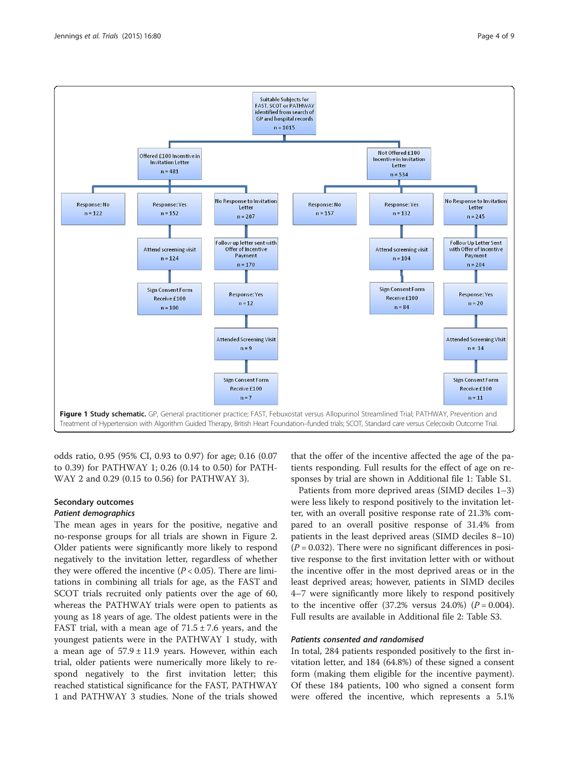Suitable Subjects for FAST, SCOT or PATHWAY identified from search of GP and hospital records n = 1015

- Offered £100 Incentive in Invitation Letter n = 481
  - Response: No n = 122
  - Response: Yes n = 152
    - Attend screening visit n = 124
      - Sign Consent Form Receive £100 n = 100
  - No Response to Invitation Letter n = 207
    - Follow up letter sent with Offer of Incentive Payment n = 170
      - Response: Yes n = 12
        - Attended Screening Visit n = 9
          - Sign Consent Form Receive £100 n = 7
- Not Offered £100 Incentive in Invitation Letter n = 534
  - Response: No n = 157
  - Response: Yes n = 132
    - Attend screening visit n = 104
      - Sign Consent Form Receive £100 n = 84
  - No Response to Invitation Letter n = 245
    - Follow Up Letter Sent with Offer of Incentive Payment n = 204
      - Response: Yes n = 20
        - Attended Screening VIsit n = 14
          - Sign Consent Form Receive £100 n = 11

**Figure 1 Study schematic.** GP, General practitioner practice; FAST, Febuxostat versus Allopurinol Streamlined Trial; PATHWAY, Prevention and Treatment of Hypertension with Algorithm Guided Therapy, British Heart Foundation–funded trials; SCOT, Standard care versus Celecoxib Outcome Trial.

odds ratio, 0.95 (95% CI, 0.93 to 0.97) for age; 0.16 (0.07 to 0.39) for PATHWAY 1; 0.26 (0.14 to 0.50) for PATHWAY 2 and 0.29 (0.15 to 0.56) for PATHWAY 3).

### Secondary outcomes

#### *Patient demographics*

The mean ages in years for the positive, negative and no-response groups for all trials are shown in Figure 2. Older patients were significantly more likely to respond negatively to the invitation letter, regardless of whether they were offered the incentive ($P < 0.05$). There are limitations in combining all trials for age, as the FAST and SCOT trials recruited only patients over the age of 60, whereas the PATHWAY trials were open to patients as young as 18 years of age. The oldest patients were in the FAST trial, with a mean age of $71.5 \pm 7.6$ years, and the youngest patients were in the PATHWAY 1 study, with a mean age of $57.9 \pm 11.9$ years. However, within each trial, older patients were numerically more likely to respond negatively to the first invitation letter; this reached statistical significance for the FAST, PATHWAY 1 and PATHWAY 3 studies. None of the trials showed that the offer of the incentive affected the age of the patients responding. Full results for the effect of age on responses by trial are shown in Additional file 1: Table S1.

Patients from more deprived areas (SIMD deciles 1–3) were less likely to respond positively to the invitation letter, with an overall positive response rate of 21.3% compared to an overall positive response of 31.4% from patients in the least deprived areas (SIMD deciles 8–10) ($P = 0.032$). There were no significant differences in positive response to the first invitation letter with or without the incentive offer in the most deprived areas or in the least deprived areas; however, patients in SIMD deciles 4–7 were significantly more likely to respond positively to the incentive offer (37.2% versus 24.0%) ($P = 0.004$). Full results are available in Additional file 2: Table S3.

#### *Patients consented and randomised*

In total, 284 patients responded positively to the first invitation letter, and 184 (64.8%) of these signed a consent form (making them eligible for the incentive payment). Of these 184 patients, 100 who signed a consent form were offered the incentive, which represents a 5.1%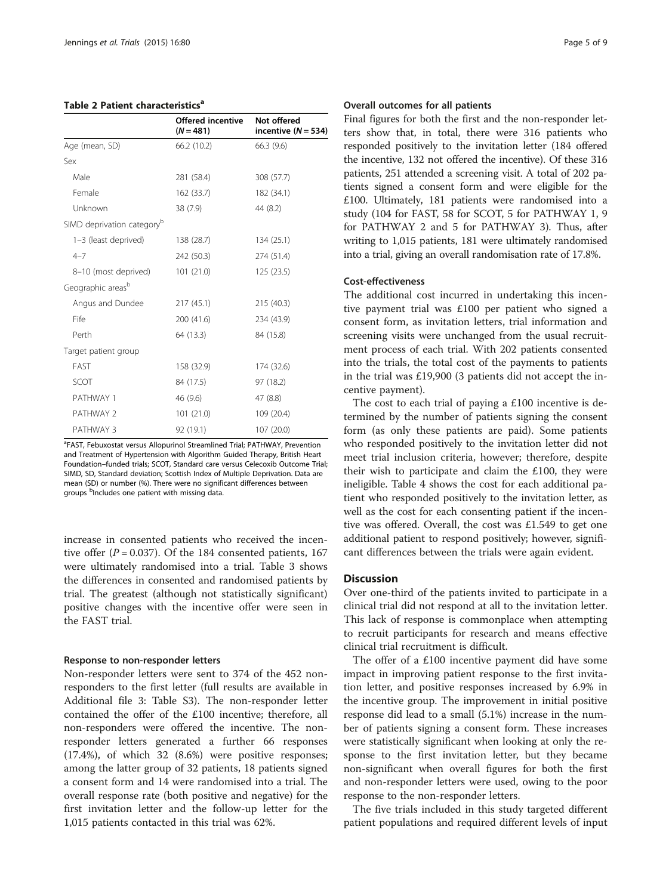**Table 2 Patient characteristics[a]**

| | Offered incentive (N = 481) | Not offered incentive (N = 534) |
|---|---|---|
| Age (mean, SD) | 66.2 (10.2) | 66.3 (9.6) |
| Sex | | |
| Male | 281 (58.4) | 308 (57.7) |
| Female | 162 (33.7) | 182 (34.1) |
| Unknown | 38 (7.9) | 44 (8.2) |
| SIMD deprivation category[b] | | |
| 1–3 (least deprived) | 138 (28.7) | 134 (25.1) |
| 4–7 | 242 (50.3) | 274 (51.4) |
| 8–10 (most deprived) | 101 (21.0) | 125 (23.5) |
| Geographic areas[b] | | |
| Angus and Dundee | 217 (45.1) | 215 (40.3) |
| Fife | 200 (41.6) | 234 (43.9) |
| Perth | 64 (13.3) | 84 (15.8) |
| Target patient group | | |
| FAST | 158 (32.9) | 174 (32.6) |
| SCOT | 84 (17.5) | 97 (18.2) |
| PATHWAY 1 | 46 (9.6) | 47 (8.8) |
| PATHWAY 2 | 101 (21.0) | 109 (20.4) |
| PATHWAY 3 | 92 (19.1) | 107 (20.0) |

[a]FAST, Febuxostat versus Allopurinol Streamlined Trial; PATHWAY, Prevention and Treatment of Hypertension with Algorithm Guided Therapy, British Heart Foundation–funded trials; SCOT, Standard care versus Celecoxib Outcome Trial; SIMD, SD, Standard deviation; Scottish Index of Multiple Deprivation. Data are mean (SD) or number (%). There were no significant differences between groups [b]Includes one patient with missing data.

increase in consented patients who received the incentive offer ($P = 0.037$). Of the 184 consented patients, 167 were ultimately randomised into a trial. Table 3 shows the differences in consented and randomised patients by trial. The greatest (although not statistically significant) positive changes with the incentive offer were seen in the FAST trial.

#### Response to non-responder letters

Non-responder letters were sent to 374 of the 452 non-responders to the first letter (full results are available in Additional file 3: Table S3). The non-responder letter contained the offer of the £100 incentive; therefore, all non-responders were offered the incentive. The non-responder letters generated a further 66 responses (17.4%), of which 32 (8.6%) were positive responses; among the latter group of 32 patients, 18 patients signed a consent form and 14 were randomised into a trial. The overall response rate (both positive and negative) for the first invitation letter and the follow-up letter for the 1,015 patients contacted in this trial was 62%.

#### Overall outcomes for all patients

Final figures for both the first and the non-responder letters show that, in total, there were 316 patients who responded positively to the invitation letter (184 offered the incentive, 132 not offered the incentive). Of these 316 patients, 251 attended a screening visit. A total of 202 patients signed a consent form and were eligible for the £100. Ultimately, 181 patients were randomised into a study (104 for FAST, 58 for SCOT, 5 for PATHWAY 1, 9 for PATHWAY 2 and 5 for PATHWAY 3). Thus, after writing to 1,015 patients, 181 were ultimately randomised into a trial, giving an overall randomisation rate of 17.8%.

#### Cost-effectiveness

The additional cost incurred in undertaking this incentive payment trial was £100 per patient who signed a consent form, as invitation letters, trial information and screening visits were unchanged from the usual recruitment process of each trial. With 202 patients consented into the trials, the total cost of the payments to patients in the trial was £19,900 (3 patients did not accept the incentive payment).

The cost to each trial of paying a £100 incentive is determined by the number of patients signing the consent form (as only these patients are paid). Some patients who responded positively to the invitation letter did not meet trial inclusion criteria, however; therefore, despite their wish to participate and claim the £100, they were ineligible. Table 4 shows the cost for each additional patient who responded positively to the invitation letter, as well as the cost for each consenting patient if the incentive was offered. Overall, the cost was £1.549 to get one additional patient to respond positively; however, significant differences between the trials were again evident.

## Discussion

Over one-third of the patients invited to participate in a clinical trial did not respond at all to the invitation letter. This lack of response is commonplace when attempting to recruit participants for research and means effective clinical trial recruitment is difficult.

The offer of a £100 incentive payment did have some impact in improving patient response to the first invitation letter, and positive responses increased by 6.9% in the incentive group. The improvement in initial positive response did lead to a small (5.1%) increase in the number of patients signing a consent form. These increases were statistically significant when looking at only the response to the first invitation letter, but they became non-significant when overall figures for both the first and non-responder letters were used, owing to the poor response to the non-responder letters.

The five trials included in this study targeted different patient populations and required different levels of input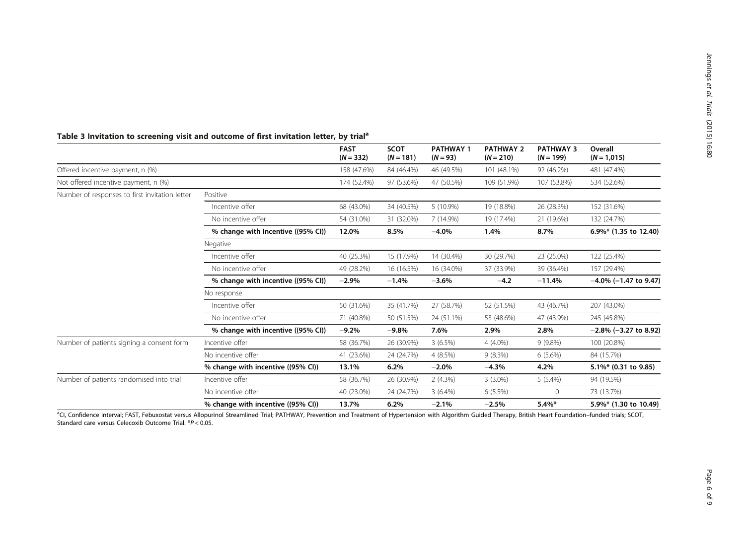**Table 3 Invitation to screening visit and outcome of first invitation letter, by trial[a]**

| | | FAST ($N = 332$) | SCOT ($N = 181$) | PATHWAY 1 ($N = 93$) | PATHWAY 2 ($N = 210$) | PATHWAY 3 ($N = 199$) | Overall ($N = 1,015$) |
|---|---|---|---|---|---|---|---|
| Offered incentive payment, n (%) | | 158 (47.6%) | 84 (46.4%) | 46 (49.5%) | 101 (48.1%) | 92 (46.2%) | 481 (47.4%) |
| Not offered incentive payment, n (%) | | 174 (52.4%) | 97 (53.6%) | 47 (50.5%) | 109 (51.9%) | 107 (53.8%) | 534 (52.6%) |
| Number of responses to first invitation letter | Positive | | | | | | |
| | Incentive offer | 68 (43.0%) | 34 (40.5%) | 5 (10.9%) | 19 (18.8%) | 26 (28.3%) | 152 (31.6%) |
| | No incentive offer | 54 (31.0%) | 31 (32.0%) | 7 (14.9%) | 19 (17.4%) | 21 (19.6%) | 132 (24.7%) |
| | **% change with Incentive ((95% CI))** | **12.0%** | **8.5%** | **−4.0%** | **1.4%** | **8.7%** | **6.9%* (1.35 to 12.40)** |
| | Negative | | | | | | |
| | Incentive offer | 40 (25.3%) | 15 (17.9%) | 14 (30.4%) | 30 (29.7%) | 23 (25.0%) | 122 (25.4%) |
| | No incentive offer | 49 (28.2%) | 16 (16.5%) | 16 (34.0%) | 37 (33.9%) | 39 (36.4%) | 157 (29.4%) |
| | **% change with incentive ((95% CI))** | **−2.9%** | **−1.4%** | **−3.6%** | **−4.2** | **−11.4%** | **−4.0% (−1.47 to 9.47)** |
| | No response | | | | | | |
| | Incentive offer | 50 (31.6%) | 35 (41.7%) | 27 (58.7%) | 52 (51.5%) | 43 (46.7%) | 207 (43.0%) |
| | No incentive offer | 71 (40.8%) | 50 (51.5%) | 24 (51.1%) | 53 (48.6%) | 47 (43.9%) | 245 (45.8%) |
| | **% change with incentive ((95% CI))** | **−9.2%** | **−9.8%** | **7.6%** | **2.9%** | **2.8%** | **−2.8% (−3.27 to 8.92)** |
| Number of patients signing a consent form | Incentive offer | 58 (36.7%) | 26 (30.9%) | 3 (6.5%) | 4 (4.0%) | 9 (9.8%) | 100 (20.8%) |
| | No incentive offer | 41 (23.6%) | 24 (24.7%) | 4 (8.5%) | 9 (8.3%) | 6 (5.6%) | 84 (15.7%) |
| | **% change with incentive ((95% CI))** | **13.1%** | **6.2%** | **−2.0%** | **−4.3%** | **4.2%** | **5.1%* (0.31 to 9.85)** |
| Number of patients randomised into trial | Incentive offer | 58 (36.7%) | 26 (30.9%) | 2 (4.3%) | 3 (3.0%) | 5 (5.4%) | 94 (19.5%) |
| | No incentive offer | 40 (23.0%) | 24 (24.7%) | 3 (6.4%) | 6 (5.5%) | 0 | 73 (13.7%) |
| | **% change with incentive ((95% CI))** | **13.7%** | **6.2%** | **−2.1%** | **−2.5%** | **5.4%*** | **5.9%* (1.30 to 10.49)** |

[a]CI, Confidence interval; FAST, Febuxostat versus Allopurinol Streamlined Trial; PATHWAY, Prevention and Treatment of Hypertension with Algorithm Guided Therapy, British Heart Foundation–funded trials; SCOT, Standard care versus Celecoxib Outcome Trial. *$P < 0.05$.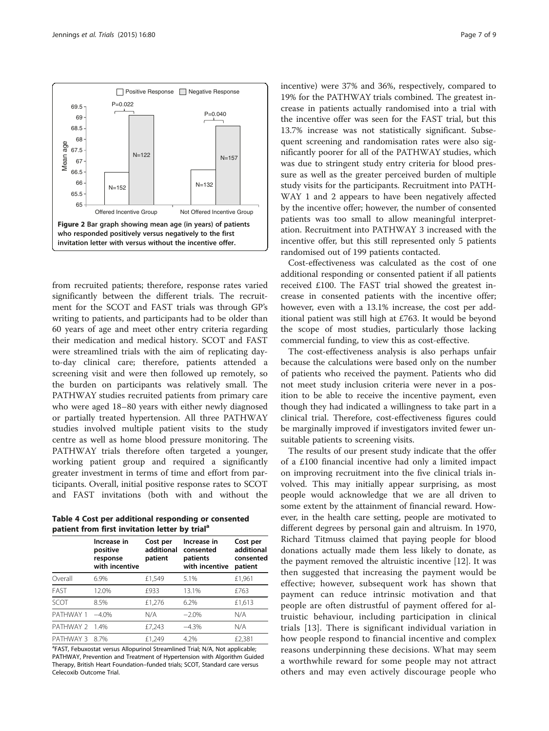Figure 2 Bar graph showing mean age (in years) of patients who responded positively versus negatively to the first invitation letter with versus without the incentive offer.

from recruited patients; therefore, response rates varied significantly between the different trials. The recruitment for the SCOT and FAST trials was through GP's writing to patients, and participants had to be older than 60 years of age and meet other entry criteria regarding their medication and medical history. SCOT and FAST were streamlined trials with the aim of replicating day-to-day clinical care; therefore, patients attended a screening visit and were then followed up remotely, so the burden on participants was relatively small. The PATHWAY studies recruited patients from primary care who were aged 18–80 years with either newly diagnosed or partially treated hypertension. All three PATHWAY studies involved multiple patient visits to the study centre as well as home blood pressure monitoring. The PATHWAY trials therefore often targeted a younger, working patient group and required a significantly greater investment in terms of time and effort from participants. Overall, initial positive response rates to SCOT and FAST invitations (both with and without the incentive) were 37% and 36%, respectively, compared to 19% for the PATHWAY trials combined. The greatest increase in patients actually randomised into a trial with the incentive offer was seen for the FAST trial, but this 13.7% increase was not statistically significant. Subsequent screening and randomisation rates were also significantly poorer for all of the PATHWAY studies, which was due to stringent study entry criteria for blood pressure as well as the greater perceived burden of multiple study visits for the participants. Recruitment into PATHWAY 1 and 2 appears to have been negatively affected by the incentive offer; however, the number of consented patients was too small to allow meaningful interpretation. Recruitment into PATHWAY 3 increased with the incentive offer, but this still represented only 5 patients randomised out of 199 patients contacted.

**Table 4 Cost per additional responding or consented patient from first invitation letter by trial[a]**

| | Increase in positive response with incentive | Cost per additional patient | Increase in consented patients with incentive | Cost per additional consented patient |
|---|---|---|---|---|
| Overall | 6.9% | £1,549 | 5.1% | £1,961 |
| FAST | 12.0% | £933 | 13.1% | £763 |
| SCOT | 8.5% | £1,276 | 6.2% | £1,613 |
| PATHWAY 1 | −4.0% | N/A | −2.0% | N/A |
| PATHWAY 2 | 1.4% | £7,243 | −4.3% | N/A |
| PATHWAY 3 | 8.7% | £1,249 | 4.2% | £2,381 |

[a]FAST, Febuxostat versus Allopurinol Streamlined Trial; N/A, Not applicable; PATHWAY, Prevention and Treatment of Hypertension with Algorithm Guided Therapy, British Heart Foundation–funded trials; SCOT, Standard care versus Celecoxib Outcome Trial.

Cost-effectiveness was calculated as the cost of one additional responding or consented patient if all patients received £100. The FAST trial showed the greatest increase in consented patients with the incentive offer; however, even with a 13.1% increase, the cost per additional patient was still high at £763. It would be beyond the scope of most studies, particularly those lacking commercial funding, to view this as cost-effective.

The cost-effectiveness analysis is also perhaps unfair because the calculations were based only on the number of patients who received the payment. Patients who did not meet study inclusion criteria were never in a position to be able to receive the incentive payment, even though they had indicated a willingness to take part in a clinical trial. Therefore, cost-effectiveness figures could be marginally improved if investigators invited fewer unsuitable patients to screening visits.

The results of our present study indicate that the offer of a £100 financial incentive had only a limited impact on improving recruitment into the five clinical trials involved. This may initially appear surprising, as most people would acknowledge that we are all driven to some extent by the attainment of financial reward. However, in the health care setting, people are motivated to different degrees by personal gain and altruism. In 1970, Richard Titmuss claimed that paying people for blood donations actually made them less likely to donate, as the payment removed the altruistic incentive [12]. It was then suggested that increasing the payment would be effective; however, subsequent work has shown that payment can reduce intrinsic motivation and that people are often distrustful of payment offered for altruistic behaviour, including participation in clinical trials [13]. There is significant individual variation in how people respond to financial incentive and complex reasons underpinning these decisions. What may seem a worthwhile reward for some people may not attract others and may even actively discourage people who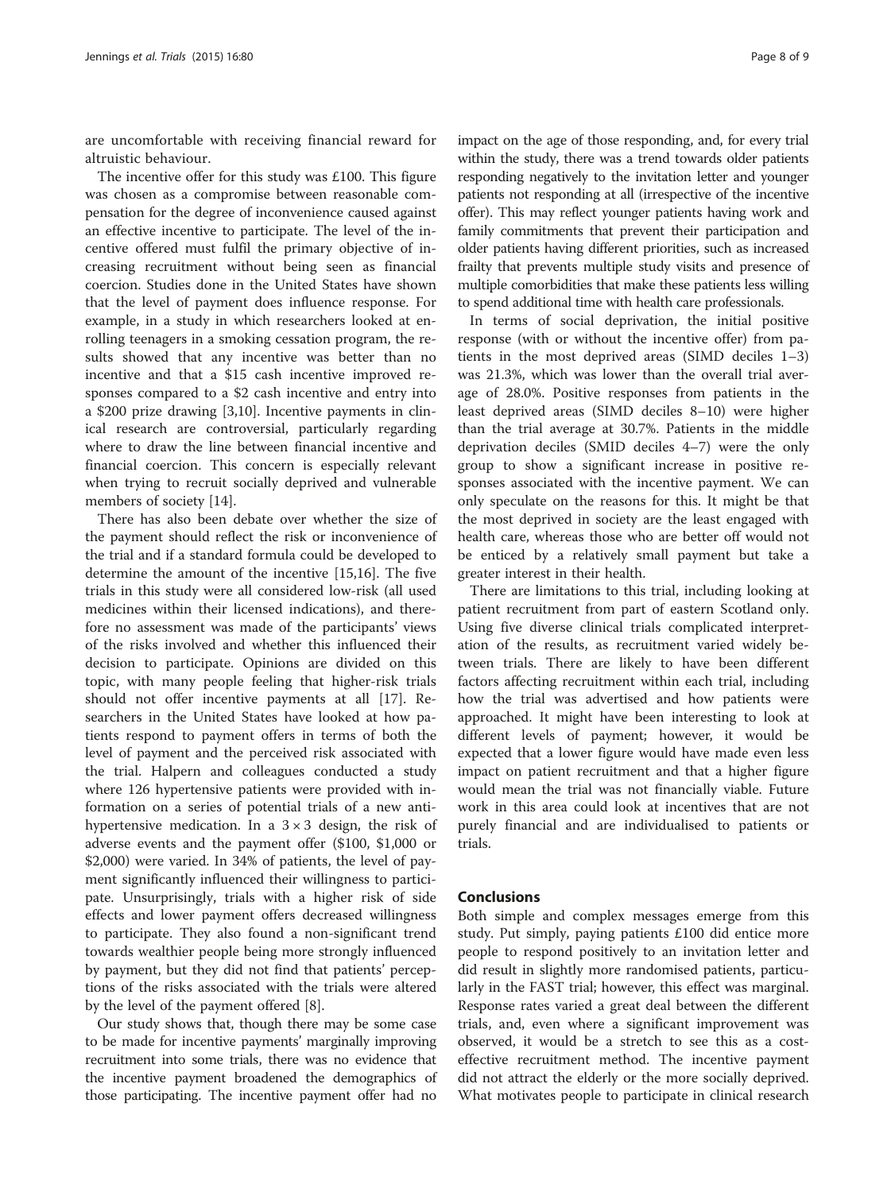are uncomfortable with receiving financial reward for altruistic behaviour.

The incentive offer for this study was £100. This figure was chosen as a compromise between reasonable compensation for the degree of inconvenience caused against an effective incentive to participate. The level of the incentive offered must fulfil the primary objective of increasing recruitment without being seen as financial coercion. Studies done in the United States have shown that the level of payment does influence response. For example, in a study in which researchers looked at enrolling teenagers in a smoking cessation program, the results showed that any incentive was better than no incentive and that a $15 cash incentive improved responses compared to a $2 cash incentive and entry into a $200 prize drawing [3,10]. Incentive payments in clinical research are controversial, particularly regarding where to draw the line between financial incentive and financial coercion. This concern is especially relevant when trying to recruit socially deprived and vulnerable members of society [14].

There has also been debate over whether the size of the payment should reflect the risk or inconvenience of the trial and if a standard formula could be developed to determine the amount of the incentive [15,16]. The five trials in this study were all considered low-risk (all used medicines within their licensed indications), and therefore no assessment was made of the participants' views of the risks involved and whether this influenced their decision to participate. Opinions are divided on this topic, with many people feeling that higher-risk trials should not offer incentive payments at all [17]. Researchers in the United States have looked at how patients respond to payment offers in terms of both the level of payment and the perceived risk associated with the trial. Halpern and colleagues conducted a study where 126 hypertensive patients were provided with information on a series of potential trials of a new antihypertensive medication. In a $3 \times 3$ design, the risk of adverse events and the payment offer ($100, $1,000 or $2,000) were varied. In 34% of patients, the level of payment significantly influenced their willingness to participate. Unsurprisingly, trials with a higher risk of side effects and lower payment offers decreased willingness to participate. They also found a non-significant trend towards wealthier people being more strongly influenced by payment, but they did not find that patients' perceptions of the risks associated with the trials were altered by the level of the payment offered [8].

Our study shows that, though there may be some case to be made for incentive payments' marginally improving recruitment into some trials, there was no evidence that the incentive payment broadened the demographics of those participating. The incentive payment offer had no impact on the age of those responding, and, for every trial within the study, there was a trend towards older patients responding negatively to the invitation letter and younger patients not responding at all (irrespective of the incentive offer). This may reflect younger patients having work and family commitments that prevent their participation and older patients having different priorities, such as increased frailty that prevents multiple study visits and presence of multiple comorbidities that make these patients less willing to spend additional time with health care professionals.

In terms of social deprivation, the initial positive response (with or without the incentive offer) from patients in the most deprived areas (SIMD deciles 1–3) was 21.3%, which was lower than the overall trial average of 28.0%. Positive responses from patients in the least deprived areas (SIMD deciles 8–10) were higher than the trial average at 30.7%. Patients in the middle deprivation deciles (SMID deciles 4–7) were the only group to show a significant increase in positive responses associated with the incentive payment. We can only speculate on the reasons for this. It might be that the most deprived in society are the least engaged with health care, whereas those who are better off would not be enticed by a relatively small payment but take a greater interest in their health.

There are limitations to this trial, including looking at patient recruitment from part of eastern Scotland only. Using five diverse clinical trials complicated interpretation of the results, as recruitment varied widely between trials. There are likely to have been different factors affecting recruitment within each trial, including how the trial was advertised and how patients were approached. It might have been interesting to look at different levels of payment; however, it would be expected that a lower figure would have made even less impact on patient recruitment and that a higher figure would mean the trial was not financially viable. Future work in this area could look at incentives that are not purely financial and are individualised to patients or trials.

## Conclusions

Both simple and complex messages emerge from this study. Put simply, paying patients £100 did entice more people to respond positively to an invitation letter and did result in slightly more randomised patients, particularly in the FAST trial; however, this effect was marginal. Response rates varied a great deal between the different trials, and, even where a significant improvement was observed, it would be a stretch to see this as a cost-effective recruitment method. The incentive payment did not attract the elderly or the more socially deprived. What motivates people to participate in clinical research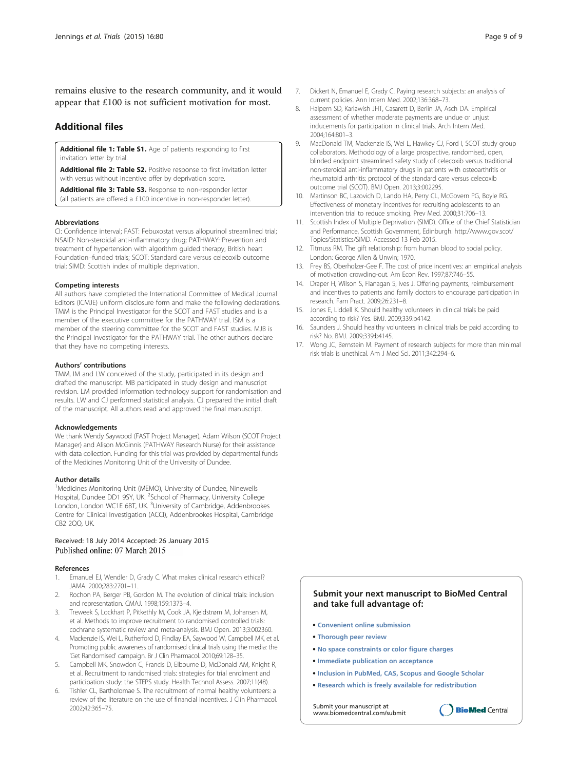remains elusive to the research community, and it would appear that £100 is not sufficient motivation for most.

## Additional files

**Additional file 1: Table S1.** Age of patients responding to first invitation letter by trial.

**Additional file 2: Table S2.** Positive response to first invitation letter with versus without incentive offer by deprivation score.

**Additional file 3: Table S3.** Response to non-responder letter (all patients are offered a £100 incentive in non-responder letter).

#### Abbreviations

CI: Confidence interval; FAST: Febuxostat versus allopurinol streamlined trial; NSAID: Non-steroidal anti-inflammatory drug; PATHWAY: Prevention and treatment of hypertension with algorithm guided therapy, British heart Foundation–funded trials; SCOT: Standard care versus celecoxib outcome trial; SIMD: Scottish index of multiple deprivation.

#### Competing interests

All authors have completed the International Committee of Medical Journal Editors (ICMJE) uniform disclosure form and make the following declarations. TMM is the Principal Investigator for the SCOT and FAST studies and is a member of the executive committee for the PATHWAY trial. ISM is a member of the steering committee for the SCOT and FAST studies. MJB is the Principal Investigator for the PATHWAY trial. The other authors declare that they have no competing interests.

#### Authors' contributions

TMM, IM and LW conceived of the study, participated in its design and drafted the manuscript. MB participated in study design and manuscript revision. LM provided information technology support for randomisation and results. LW and CJ performed statistical analysis. CJ prepared the initial draft of the manuscript. All authors read and approved the final manuscript.

#### Acknowledgements

We thank Wendy Saywood (FAST Project Manager), Adam Wilson (SCOT Project Manager) and Alison McGinnis (PATHWAY Research Nurse) for their assistance with data collection. Funding for this trial was provided by departmental funds of the Medicines Monitoring Unit of the University of Dundee.

#### Author details

[1]Medicines Monitoring Unit (MEMO), University of Dundee, Ninewells Hospital, Dundee DD1 9SY, UK. [2]School of Pharmacy, University College London, London WC1E 6BT, UK. [3]University of Cambridge, Addenbrookes Centre for Clinical Investigation (ACCI), Addenbrookes Hospital, Cambridge CB2 2QQ, UK.

Received: 18 July 2014 Accepted: 26 January 2015
Published online: 07 March 2015

#### References

1. Emanuel EJ, Wendler D, Grady C. What makes clinical research ethical? JAMA. 2000;283:2701–11.
2. Rochon PA, Berger PB, Gordon M. The evolution of clinical trials: inclusion and representation. CMAJ. 1998;159:1373–4.
3. Treweek S, Lockhart P, Pitkethly M, Cook JA, Kjeldstrøm M, Johansen M, et al. Methods to improve recruitment to randomised controlled trials: cochrane systematic review and meta-analysis. BMJ Open. 2013;3:002360.
4. Mackenzie IS, Wei L, Rutherford D, Findlay EA, Saywood W, Campbell MK, et al. Promoting public awareness of randomised clinical trials using the media: the 'Get Randomised' campaign. Br J Clin Pharmacol. 2010;69:128–35.
5. Campbell MK, Snowdon C, Francis D, Elbourne D, McDonald AM, Knight R, et al. Recruitment to randomised trials: strategies for trial enrolment and participation study: the STEPS study. Health Technol Assess. 2007;11(48).
6. Tishler CL, Bartholomae S. The recruitment of normal healthy volunteers: a review of the literature on the use of financial incentives. J Clin Pharmacol. 2002;42:365–75.
7. Dickert N, Emanuel E, Grady C. Paying research subjects: an analysis of current policies. Ann Intern Med. 2002;136:368–73.
8. Halpern SD, Karlawish JHT, Casarett D, Berlin JA, Asch DA. Empirical assessment of whether moderate payments are undue or unjust inducements for participation in clinical trials. Arch Intern Med. 2004;164:801–3.
9. MacDonald TM, Mackenzie IS, Wei L, Hawkey CJ, Ford I, SCOT study group collaborators. Methodology of a large prospective, randomised, open, blinded endpoint streamlined safety study of celecoxib versus traditional non-steroidal anti-inflammatory drugs in patients with osteoarthritis or rheumatoid arthritis: protocol of the standard care versus celecoxib outcome trial (SCOT). BMJ Open. 2013;3:002295.
10. Martinson BC, Lazovich D, Lando HA, Perry CL, McGovern PG, Boyle RG. Effectiveness of monetary incentives for recruiting adolescents to an intervention trial to reduce smoking. Prev Med. 2000;31:706–13.
11. Scottish Index of Multiple Deprivation (SIMD). Office of the Chief Statistician and Performance, Scottish Government, Edinburgh. http://www.gov.scot/Topics/Statistics/SIMD. Accessed 13 Feb 2015.
12. Titmuss RM. The gift relationship: from human blood to social policy. London: George Allen & Unwin; 1970.
13. Frey BS, Oberholzer-Gee F. The cost of price incentives: an empirical analysis of motivation crowding-out. Am Econ Rev. 1997;87:746–55.
14. Draper H, Wilson S, Flanagan S, Ives J. Offering payments, reimbursement and incentives to patients and family doctors to encourage participation in research. Fam Pract. 2009;26:231–8.
15. Jones E, Liddell K. Should healthy volunteers in clinical trials be paid according to risk? Yes. BMJ. 2009;339:b4142.
16. Saunders J. Should healthy volunteers in clinical trials be paid according to risk? No. BMJ. 2009;339:b4145.
17. Wong JC, Bernstein M. Payment of research subjects for more than minimal risk trials is unethical. Am J Med Sci. 2011;342:294–6.

**Submit your next manuscript to BioMed Central and take full advantage of:**

- Convenient online submission
- Thorough peer review
- No space constraints or color figure charges
- Immediate publication on acceptance
- Inclusion in PubMed, CAS, Scopus and Google Scholar
- Research which is freely available for redistribution

Submit your manuscript at www.biomedcentral.com/submit

BioMed Central